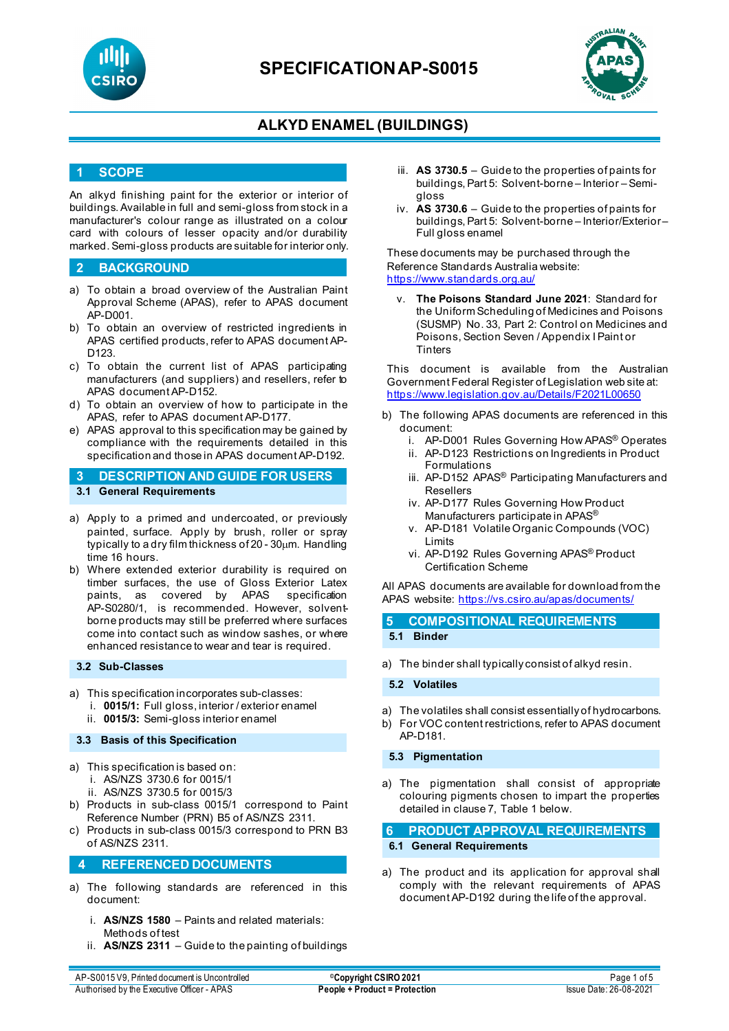# SPECIFICATION AP-S0015

## ALKYD ENAMEL (BUILDINGS)

## 1 SCOPE

An alkyd finishing paint for the exterior or interior of buildings. Available in full and semi-gloss from stock in a manufacturer's colour range as illustrated on a colour card with colours of lesser opacity and/or durability marked. Semi-gloss products are suitable for interior only.

## 2 BACKGROUND

a) To obtain a broad overview of the Australian Paint Approval Scheme (APAS), refer to APAS document AP-D001.
b) To obtain an overview of restricted ingredients in APAS certified products, refer to APAS document AP-D123.
c) To obtain the current list of APAS participating manufacturers (and suppliers) and resellers, refer to APAS document AP-D152.
d) To obtain an overview of how to participate in the APAS, refer to APAS document AP-D177.
e) APAS approval to this specification may be gained by compliance with the requirements detailed in this specification and those in APAS document AP-D192.

## 3 DESCRIPTION AND GUIDE FOR USERS

### 3.1 General Requirements

a) Apply to a primed and undercoated, or previously painted, surface. Apply by brush, roller or spray typically to a dry film thickness of 20 - 30µm. Handling time 16 hours.
b) Where extended exterior durability is required on timber surfaces, the use of Gloss Exterior Latex paints, as covered by APAS specification AP-S0280/1, is recommended. However, solvent-borne products may still be preferred where surfaces come into contact such as window sashes, or where enhanced resistance to wear and tear is required.

### 3.2 Sub-Classes

a) This specification incorporates sub-classes:
   i. **0015/1:** Full gloss, interior / exterior enamel
   ii. **0015/3:** Semi-gloss interior enamel

### 3.3 Basis of this Specification

a) This specification is based on:
   i. AS/NZS 3730.6 for 0015/1
   ii. AS/NZS 3730.5 for 0015/3
b) Products in sub-class 0015/1 correspond to Paint Reference Number (PRN) B5 of AS/NZS 2311.
c) Products in sub-class 0015/3 correspond to PRN B3 of AS/NZS 2311.

## 4 REFERENCED DOCUMENTS

a) The following standards are referenced in this document:

   i. **AS/NZS 1580** – Paints and related materials: Methods of test
   ii. **AS/NZS 2311** – Guide to the painting of buildings
   iii. **AS 3730.5** – Guide to the properties of paints for buildings, Part 5: Solvent-borne – Interior – Semi-gloss
   iv. **AS 3730.6** – Guide to the properties of paints for buildings, Part 5: Solvent-borne – Interior/Exterior – Full gloss enamel

These documents may be purchased through the Reference Standards Australia website: https://www.standards.org.au/

   v. **The Poisons Standard June 2021**: Standard for the Uniform Scheduling of Medicines and Poisons (SUSMP) No. 33, Part 2: Control on Medicines and Poisons, Section Seven / Appendix I Paint or Tinters

This document is available from the Australian Government Federal Register of Legislation web site at: https://www.legislation.gov.au/Details/F2021L00650

b) The following APAS documents are referenced in this document:
   i. AP-D001 Rules Governing How APAS® Operates
   ii. AP-D123 Restrictions on Ingredients in Product Formulations
   iii. AP-D152 APAS® Participating Manufacturers and Resellers
   iv. AP-D177 Rules Governing How Product Manufacturers participate in APAS®
   v. AP-D181 Volatile Organic Compounds (VOC) Limits
   vi. AP-D192 Rules Governing APAS® Product Certification Scheme

All APAS documents are available for download from the APAS website: https://vs.csiro.au/apas/documents/

## 5 COMPOSITIONAL REQUIREMENTS

### 5.1 Binder

a) The binder shall typically consist of alkyd resin.

### 5.2 Volatiles

a) The volatiles shall consist essentially of hydrocarbons.
b) For VOC content restrictions, refer to APAS document AP-D181.

### 5.3 Pigmentation

a) The pigmentation shall consist of appropriate colouring pigments chosen to impart the properties detailed in clause 7, Table 1 below.

## 6 PRODUCT APPROVAL REQUIREMENTS

### 6.1 General Requirements

a) The product and its application for approval shall comply with the relevant requirements of APAS document AP-D192 during the life of the approval.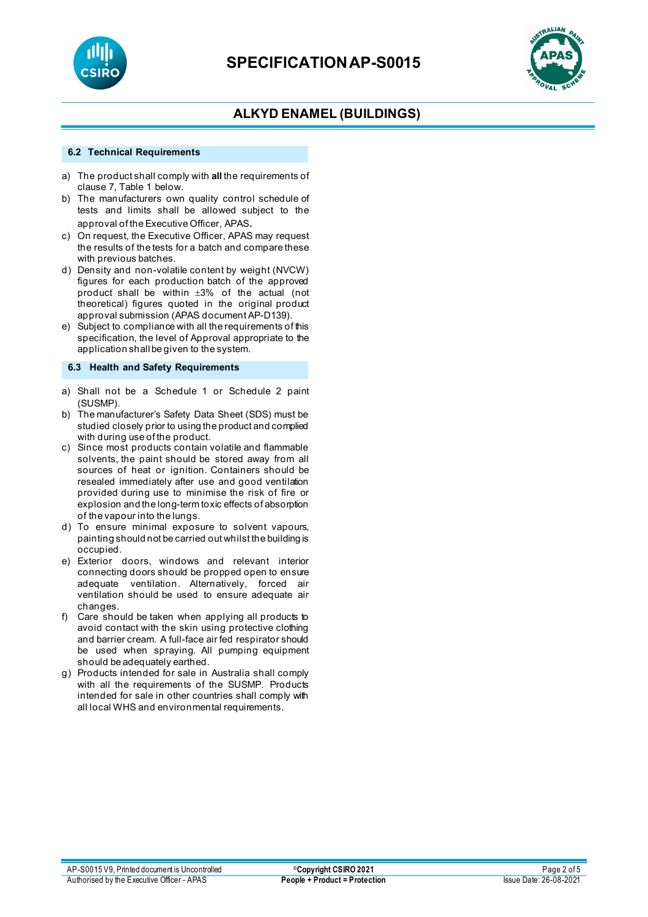### 6.2 Technical Requirements

a) The product shall comply with **all** the requirements of clause 7, Table 1 below.
b) The manufacturers own quality control schedule of tests and limits shall be allowed subject to the approval of the Executive Officer, APAS**.**
c) On request, the Executive Officer, APAS may request the results of the tests for a batch and compare these with previous batches.
d) Density and non-volatile content by weight (NVCW) figures for each production batch of the approved product shall be within ±3% of the actual (not theoretical) figures quoted in the original product approval submission (APAS document AP-D139).
e) Subject to compliance with all the requirements of this specification, the level of Approval appropriate to the application shall be given to the system.

### 6.3 Health and Safety Requirements

a) Shall not be a Schedule 1 or Schedule 2 paint (SUSMP).
b) The manufacturer's Safety Data Sheet (SDS) must be studied closely prior to using the product and complied with during use of the product.
c) Since most products contain volatile and flammable solvents, the paint should be stored away from all sources of heat or ignition. Containers should be resealed immediately after use and good ventilation provided during use to minimise the risk of fire or explosion and the long-term toxic effects of absorption of the vapour into the lungs.
d) To ensure minimal exposure to solvent vapours, painting should not be carried out whilst the building is occupied.
e) Exterior doors, windows and relevant interior connecting doors should be propped open to ensure adequate ventilation. Alternatively, forced air ventilation should be used to ensure adequate air changes.
f) Care should be taken when applying all products to avoid contact with the skin using protective clothing and barrier cream. A full-face air fed respirator should be used when spraying. All pumping equipment should be adequately earthed.
g) Products intended for sale in Australia shall comply with all the requirements of the SUSMP. Products intended for sale in other countries shall comply with all local WHS and environmental requirements.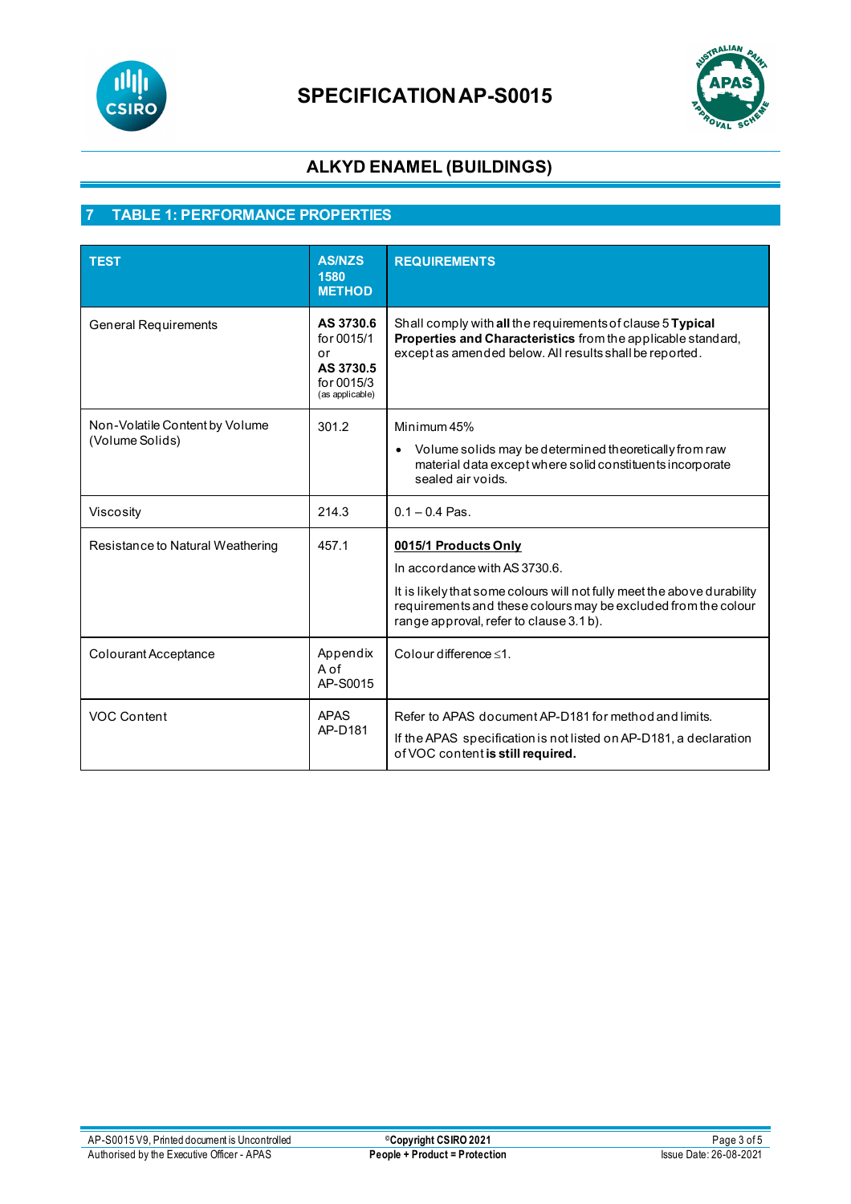# SPECIFICATION AP-S0015

## ALKYD ENAMEL (BUILDINGS)

## 7 TABLE 1: PERFORMANCE PROPERTIES

| TEST | AS/NZS 1580 METHOD | REQUIREMENTS |
|---|---|---|
| General Requirements | **AS 3730.6** for 0015/1 or **AS 3730.5** for 0015/3 (as applicable) | Shall comply with **all** the requirements of clause 5 **Typical Properties and Characteristics** from the applicable standard, except as amended below. All results shall be reported. |
| Non-Volatile Content by Volume (Volume Solids) | 301.2 | Minimum 45%<br>• Volume solids may be determined theoretically from raw material data except where solid constituents incorporate sealed air voids. |
| Viscosity | 214.3 | 0.1 – 0.4 Pas. |
| Resistance to Natural Weathering | 457.1 | **0015/1 Products Only**<br>In accordance with AS 3730.6.<br>It is likely that some colours will not fully meet the above durability requirements and these colours may be excluded from the colour range approval, refer to clause 3.1 b). |
| Colourant Acceptance | Appendix A of AP-S0015 | Colour difference ≤1. |
| VOC Content | APAS AP-D181 | Refer to APAS document AP-D181 for method and limits.<br>If the APAS specification is not listed on AP-D181, a declaration of VOC content **is still required.** |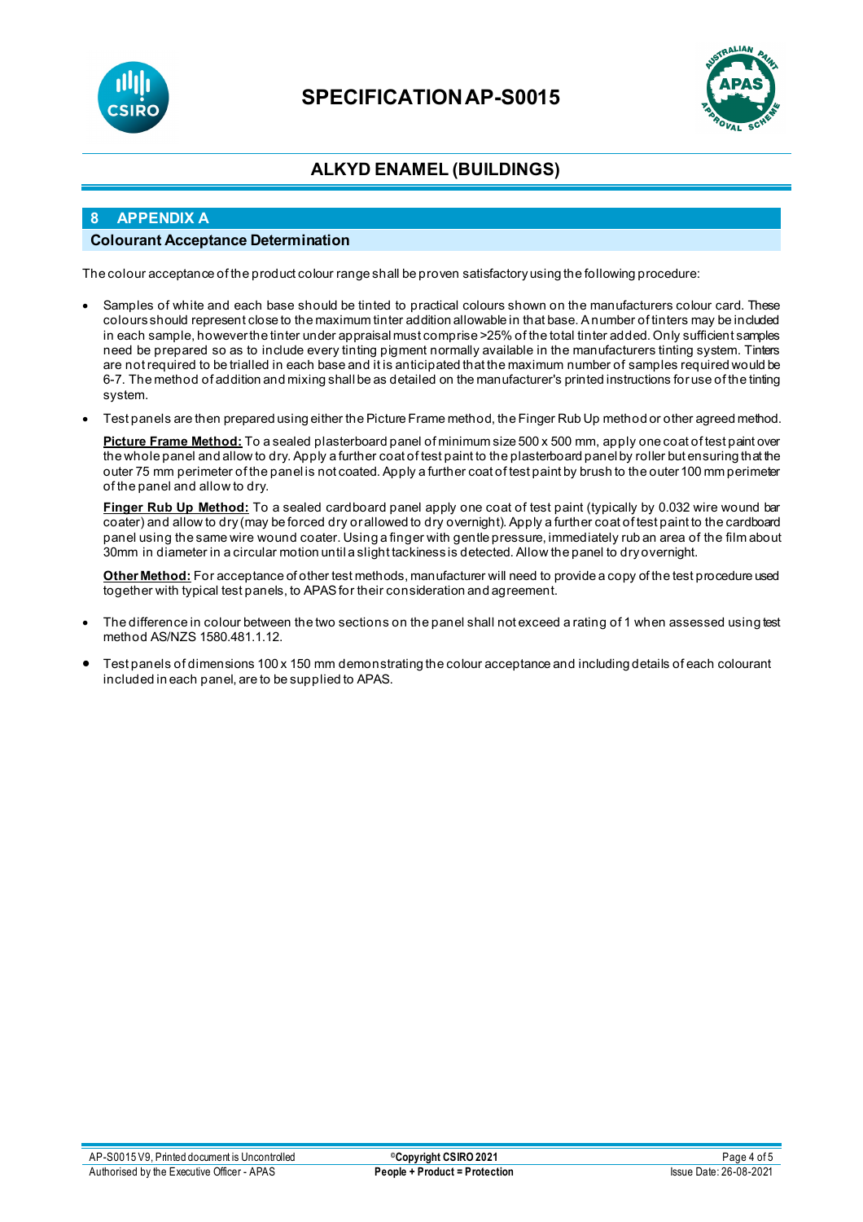## 8 APPENDIX A

### Colourant Acceptance Determination

The colour acceptance of the product colour range shall be proven satisfactory using the following procedure:

- Samples of white and each base should be tinted to practical colours shown on the manufacturers colour card. These colours should represent close to the maximum tinter addition allowable in that base. A number of tinters may be included in each sample, however the tinter under appraisal must comprise >25% of the total tinter added. Only sufficient samples need be prepared so as to include every tinting pigment normally available in the manufacturers tinting system. Tinters are not required to be trialled in each base and it is anticipated that the maximum number of samples required would be 6-7. The method of addition and mixing shall be as detailed on the manufacturer's printed instructions for use of the tinting system.

- Test panels are then prepared using either the Picture Frame method, the Finger Rub Up method or other agreed method.

  **Picture Frame Method:** To a sealed plasterboard panel of minimum size 500 x 500 mm, apply one coat of test paint over the whole panel and allow to dry. Apply a further coat of test paint to the plasterboard panel by roller but ensuring that the outer 75 mm perimeter of the panel is not coated. Apply a further coat of test paint by brush to the outer 100 mm perimeter of the panel and allow to dry.

  **Finger Rub Up Method:** To a sealed cardboard panel apply one coat of test paint (typically by 0.032 wire wound bar coater) and allow to dry (may be forced dry or allowed to dry overnight). Apply a further coat of test paint to the cardboard panel using the same wire wound coater. Using a finger with gentle pressure, immediately rub an area of the film about 30mm in diameter in a circular motion until a slight tackiness is detected. Allow the panel to dry overnight.

  **Other Method:** For acceptance of other test methods, manufacturer will need to provide a copy of the test procedure used together with typical test panels, to APAS for their consideration and agreement.

- The difference in colour between the two sections on the panel shall not exceed a rating of 1 when assessed using test method AS/NZS 1580.481.1.12.

- Test panels of dimensions 100 x 150 mm demonstrating the colour acceptance and including details of each colourant included in each panel, are to be supplied to APAS.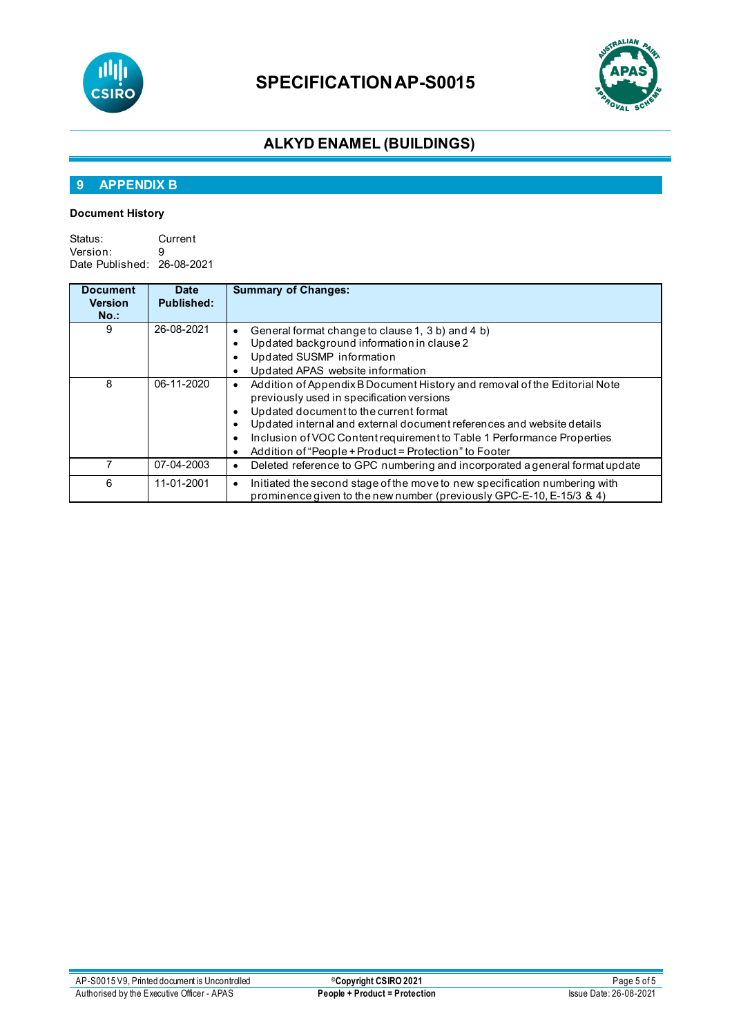## 9 APPENDIX B

**Document History**

Status: Current
Version: 9
Date Published: 26-08-2021

| Document Version No.: | Date Published: | Summary of Changes: |
|---|---|---|
| 9 | 26-08-2021 | • General format change to clause 1, 3 b) and 4 b)<br>• Updated background information in clause 2<br>• Updated SUSMP information<br>• Updated APAS website information |
| 8 | 06-11-2020 | • Addition of Appendix B Document History and removal of the Editorial Note previously used in specification versions<br>• Updated document to the current format<br>• Updated internal and external document references and website details<br>• Inclusion of VOC Content requirement to Table 1 Performance Properties<br>• Addition of "People + Product = Protection" to Footer |
| 7 | 07-04-2003 | • Deleted reference to GPC numbering and incorporated a general format update |
| 6 | 11-01-2001 | • Initiated the second stage of the move to new specification numbering with prominence given to the new number (previously GPC-E-10, E-15/3 & 4) |